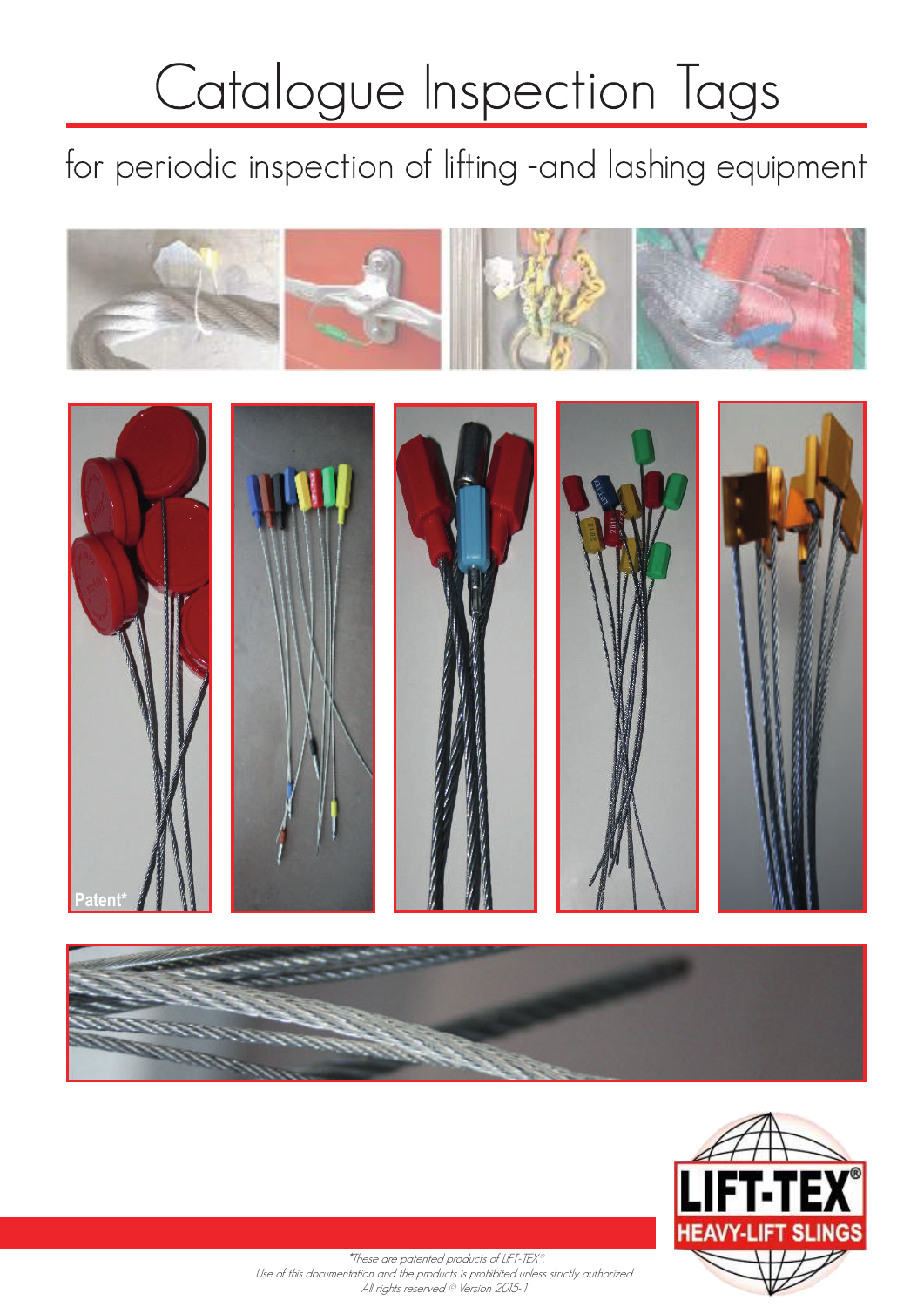# Catalogue Inspection Tags

## for periodic inspection of lifting -and lashing equipment

Patent*

LIFT-TEX®
HEAVY-LIFT SLINGS

*These are patented products of LIFT-TEX®.
Use of this documentation and the products is prohibited unless strictly authorized.
All rights reserved © Version 2015-1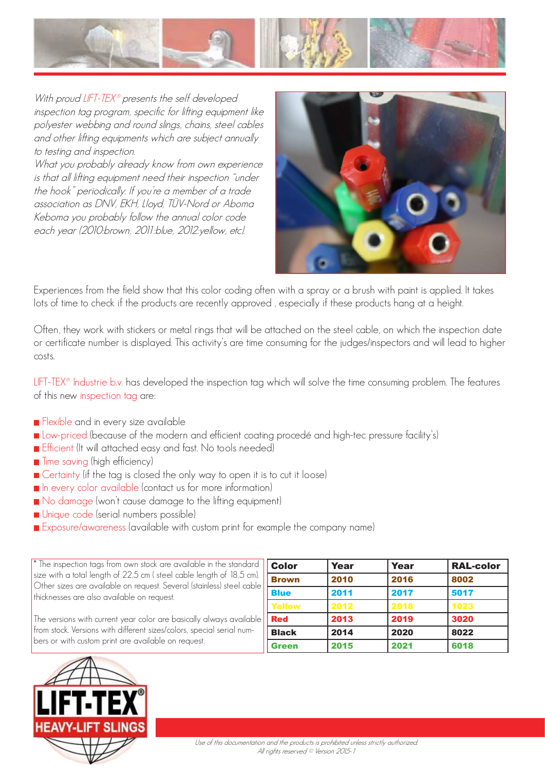*With proud LIFT-TEX® presents the self developed inspection tag program, specific for lifting equipment like polyester webbing and round slings, chains, steel cables and other lifting equipments which are subject annually to testing and inspection.*
*What you probably already know from own experience is that all lifting equipment need their inspection "under the hook" periodically. If you're a member of a trade association as DNV, EKH, Lloyd, TÜV-Nord or Aboma Keboma you probably follow the annual color code each year (2010:brown, 2011:blue, 2012:yellow, etc).*

Experiences from the field show that this color coding often with a spray or a brush with paint is applied. It takes lots of time to check if the products are recently approved , especially if these products hang at a height.

Often, they work with stickers or metal rings that will be attached on the steel cable, on which the inspection date or certificate number is displayed. This activity's are time consuming for the judges/inspectors and will lead to higher costs.

LIFT-TEX® Industrie b.v. has developed the inspection tag which will solve the time consuming problem. The features of this new inspection tag are:

- Flexible and in every size available
- Low-priced (because of the modern and efficient coating procedé and high-tec pressure facility's)
- Efficient (It will attached easy and fast. No tools needed)
- Time saving (high efficiency)
- Certainty (if the tag is closed the only way to open it is to cut it loose)
- In every color available (contact us for more information)
- No damage (won't cause damage to the lifting equipment)
- Unique code (serial numbers possible)
- Exposure/awareness (available with custom print for example the company name)

* The inspection tags from own stock are available in the standard size with a total length of 22,5 cm ( steel cable length of 18,5 cm). Other sizes are available on request. Several (stainless) steel cable thicknesses are also available on request.

The versions with current year color are basically always available from stock. Versions with different sizes/colors, special serial numbers or with custom print are available on request.

| Color | Year | Year | RAL-color |
|---|---|---|---|
| Brown | 2010 | 2016 | 8002 |
| Blue | 2011 | 2017 | 5017 |
| Yellow | 2012 | 2018 | 1023 |
| Red | 2013 | 2019 | 3020 |
| Black | 2014 | 2020 | 8022 |
| Green | 2015 | 2021 | 6018 |

LIFT-TEX® HEAVY-LIFT SLINGS

*Use of this documentation and the products is prohibited unless strictly authorized.*
*All rights reserved © Version 2015-1*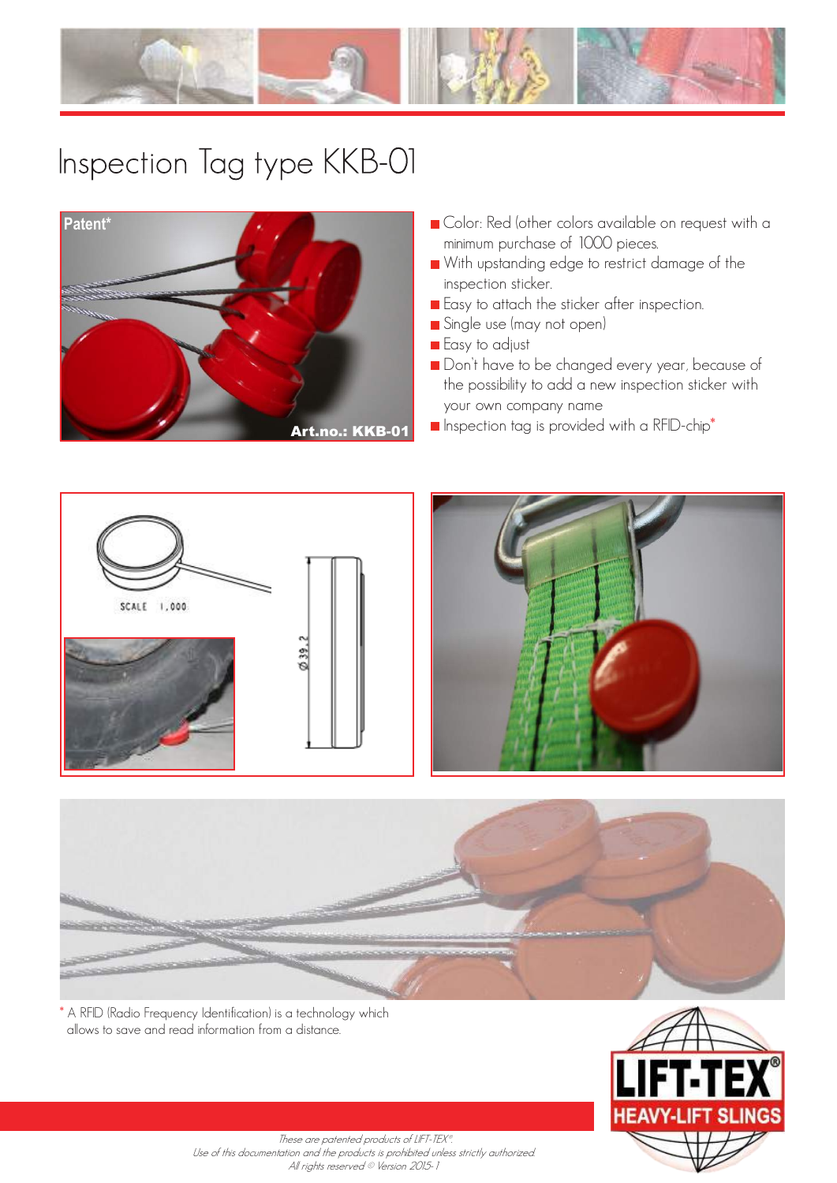# Inspection Tag type KKB-01

Patent*

Art.no.: KKB-01

- Color: Red (other colors available on request with a minimum purchase of 1000 pieces.
- With upstanding edge to restrict damage of the inspection sticker.
- Easy to attach the sticker after inspection.
- Single use (may not open)
- Easy to adjust
- Don't have to be changed every year, because of the possibility to add a new inspection sticker with your own company name
- Inspection tag is provided with a RFID-chip*

SCALE 1,000

Ø39,2

\* A RFID (Radio Frequency Identification) is a technology which allows to save and read information from a distance.

LIFT-TEX® HEAVY-LIFT SLINGS

*These are patented products of LIFT-TEX®.*
*Use of this documentation and the products is prohibited unless strictly authorized.*
*All rights reserved © Version 2015-1*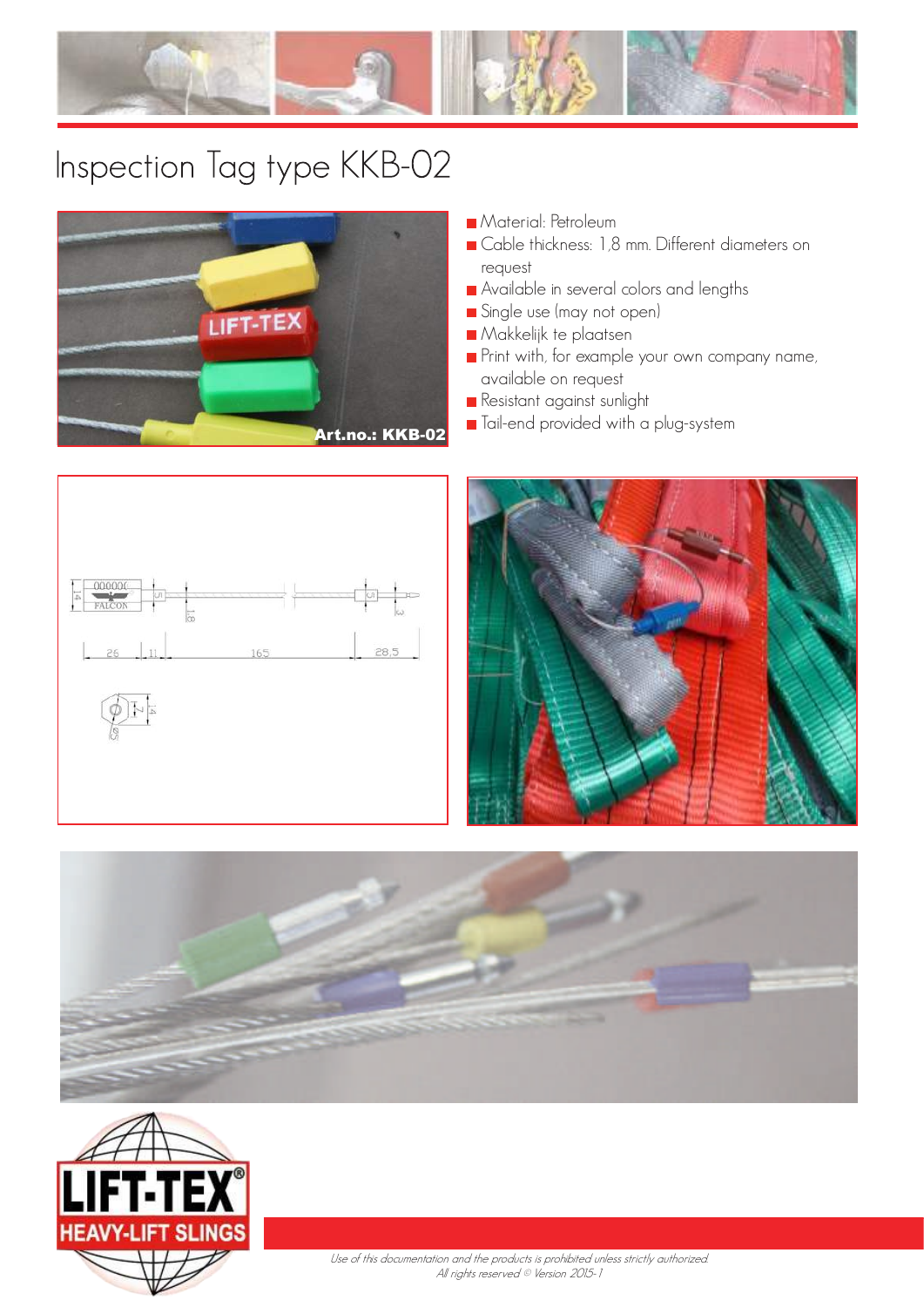# Inspection Tag type KKB-02

- Material: Petroleum
- Cable thickness: 1,8 mm. Different diameters on request
- Available in several colors and lengths
- Single use (may not open)
- Makkelijk te plaatsen
- Print with, for example your own company name, available on request
- Resistant against sunlight
- Tail-end provided with a plug-system

*Use of this documentation and the products is prohibited unless strictly authorized.*
*All rights reserved © Version 2015-1*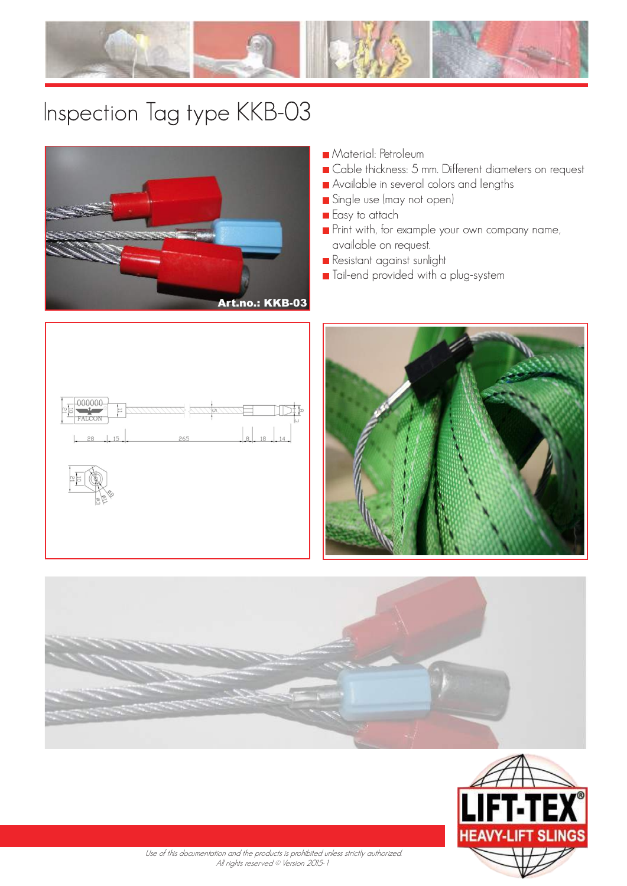# Inspection Tag type KKB-03

Art.no.: KKB-03

- Material: Petroleum
- Cable thickness: 5 mm. Different diameters on request
- Available in several colors and lengths
- Single use (may not open)
- Easy to attach
- Print with, for example your own company name, available on request.
- Resistant against sunlight
- Tail-end provided with a plug-system

*Use of this documentation and the products is prohibited unless strictly authorized.*
*All rights reserved © Version 2015-1*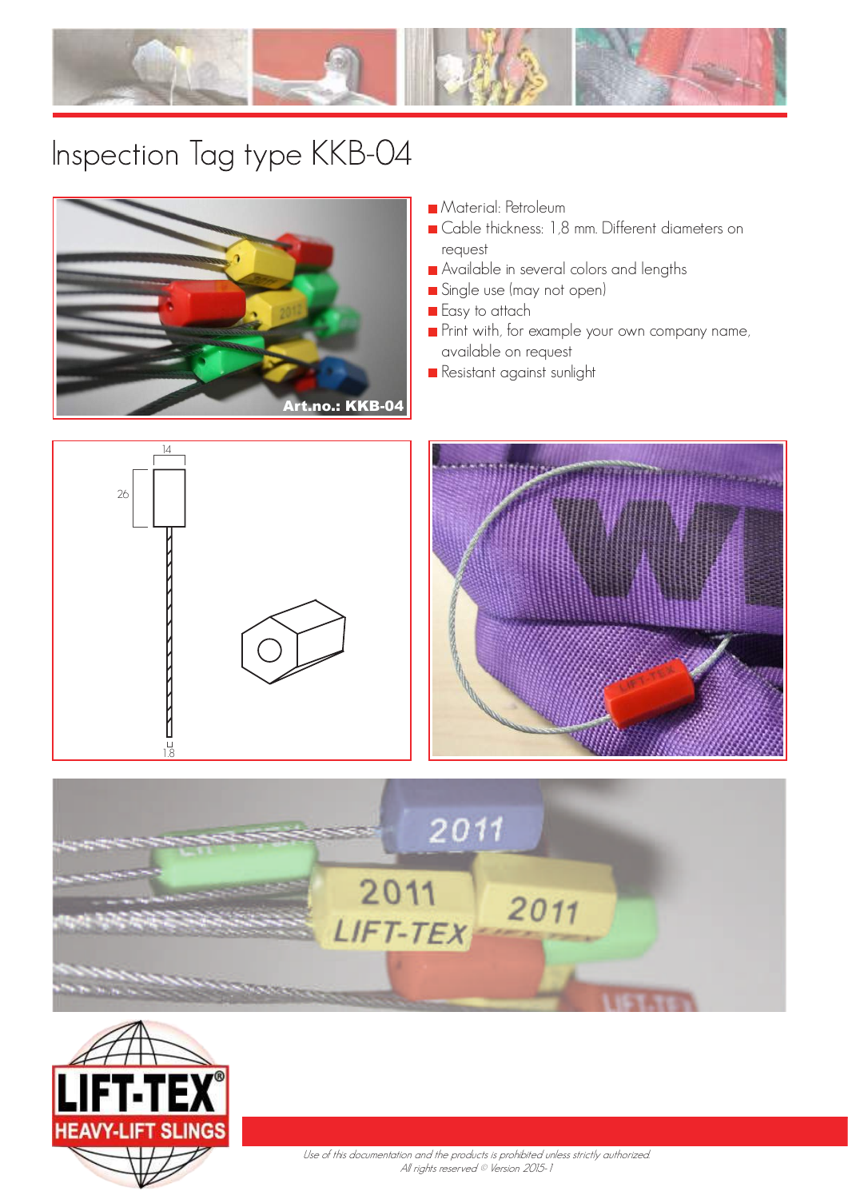# Inspection Tag type KKB-04

- Material: Petroleum
- Cable thickness: 1,8 mm. Different diameters on request
- Available in several colors and lengths
- Single use (may not open)
- Easy to attach
- Print with, for example your own company name, available on request
- Resistant against sunlight

*Use of this documentation and the products is prohibited unless strictly authorized.*
*All rights reserved © Version 2015-1*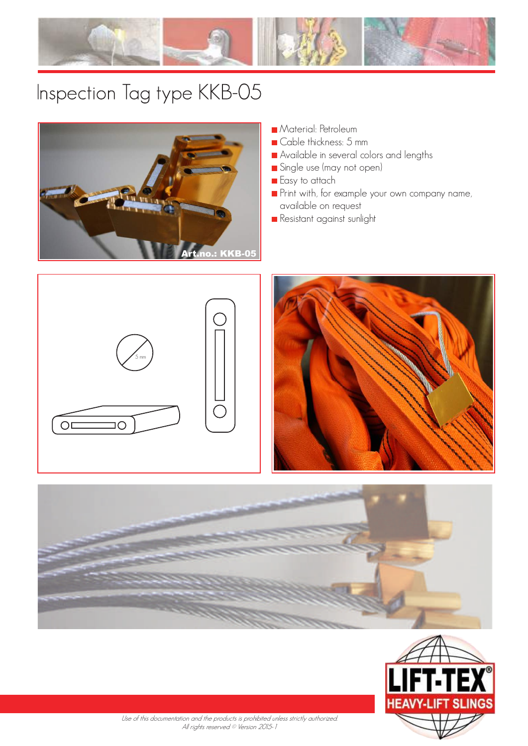# Inspection Tag type KKB-05

- Material: Petroleum
- Cable thickness: 5 mm
- Available in several colors and lengths
- Single use (may not open)
- Easy to attach
- Print with, for example your own company name, available on request
- Resistant against sunlight

Use of this documentation and the products is prohibited unless strictly authorized.
All rights reserved © Version 2015-1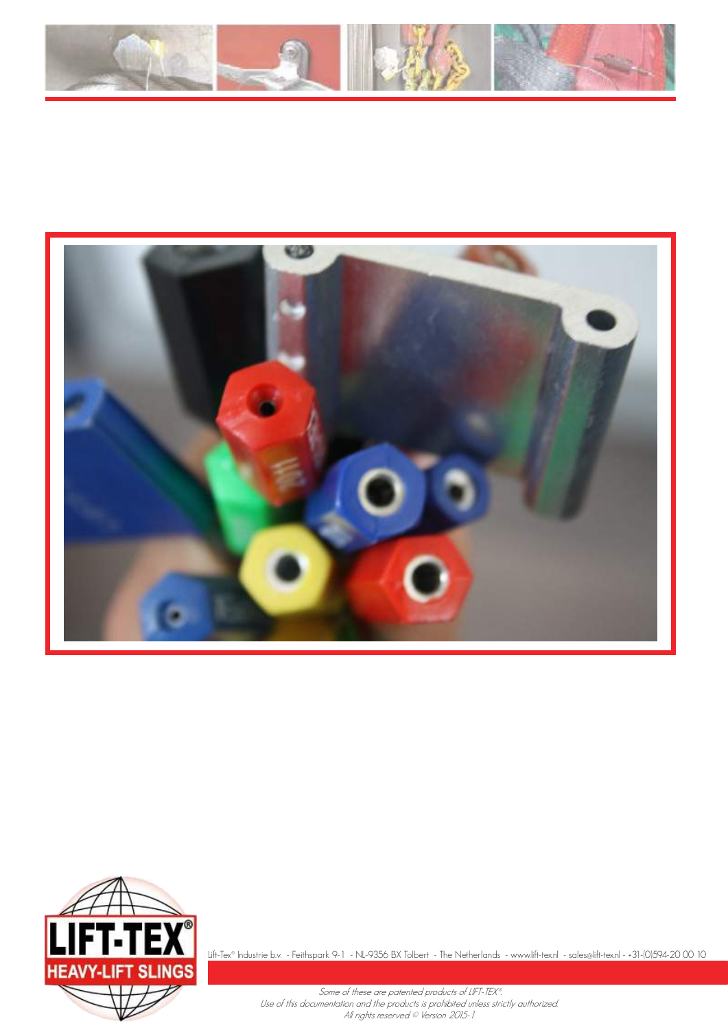Lift-Tex® Industrie b.v. - Feithspark 9-1 - NL-9356 BX Tolbert - The Netherlands - www.lift-tex.nl - sales@lift-tex.nl - +31-(0)594-20 00 10

*Some of these are patented products of LIFT-TEX®.*
*Use of this documentation and the products is prohibited unless strictly authorized.*
*All rights reserved © Version 2015-1*